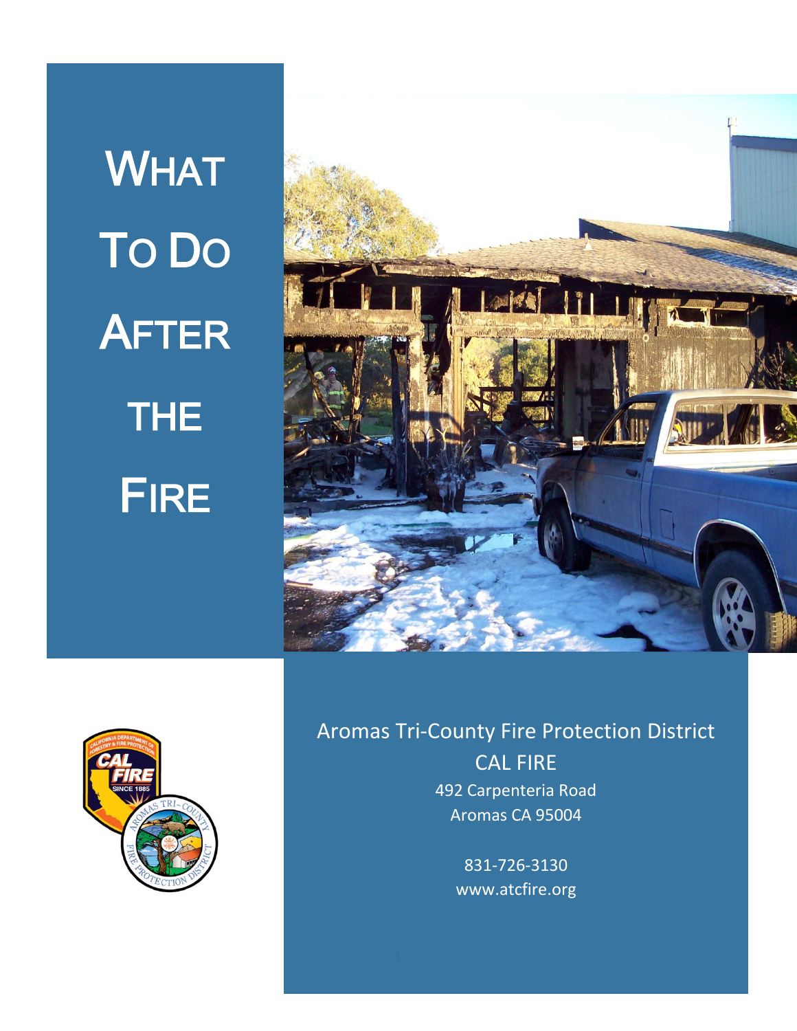# WHAT TO DO AFTER THE FIRE

Aromas Tri-County Fire Protection District

CAL FIRE

492 Carpenteria Road

Aromas CA 95004

831-726-3130

www.atcfire.org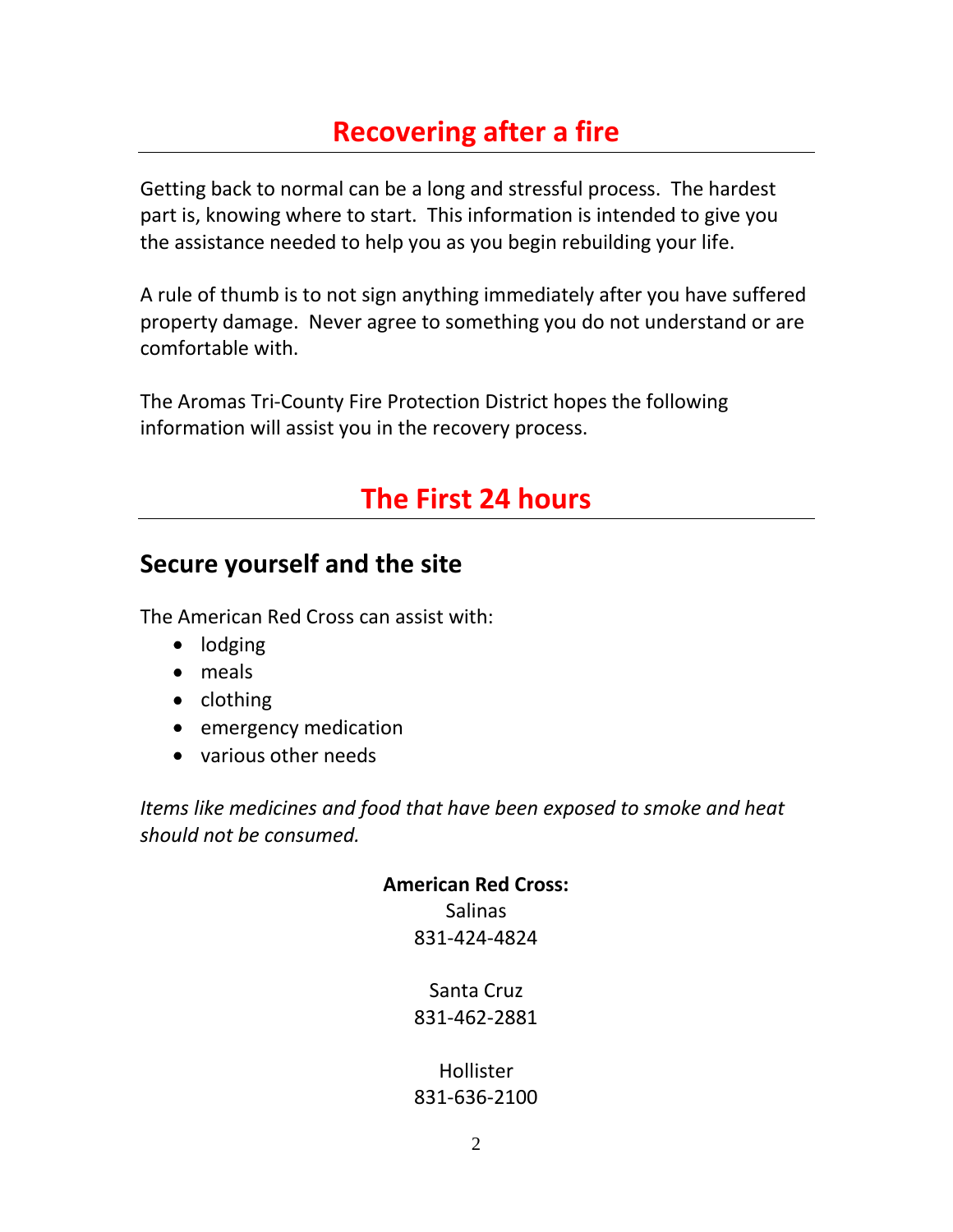# Recovering after a fire

Getting back to normal can be a long and stressful process. The hardest part is, knowing where to start. This information is intended to give you the assistance needed to help you as you begin rebuilding your life.

A rule of thumb is to not sign anything immediately after you have suffered property damage. Never agree to something you do not understand or are comfortable with.

The Aromas Tri-County Fire Protection District hopes the following information will assist you in the recovery process.

# The First 24 hours

## Secure yourself and the site

The American Red Cross can assist with:

- lodging
- meals
- clothing
- emergency medication
- various other needs

*Items like medicines and food that have been exposed to smoke and heat should not be consumed.*

**American Red Cross:**

Salinas
831-424-4824

Santa Cruz
831-462-2881

Hollister
831-636-2100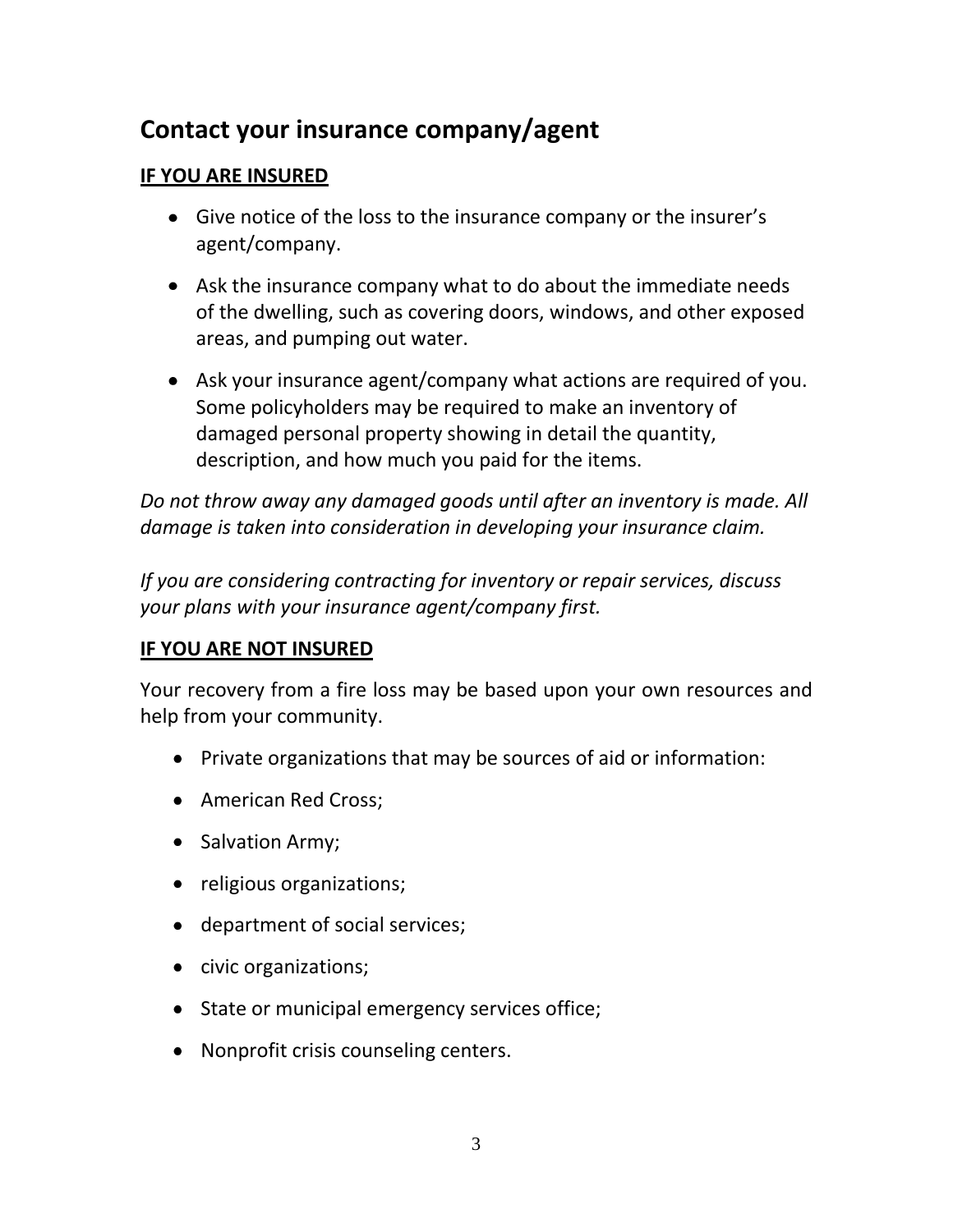## Contact your insurance company/agent

**IF YOU ARE INSURED**

- Give notice of the loss to the insurance company or the insurer's agent/company.
- Ask the insurance company what to do about the immediate needs of the dwelling, such as covering doors, windows, and other exposed areas, and pumping out water.
- Ask your insurance agent/company what actions are required of you. Some policyholders may be required to make an inventory of damaged personal property showing in detail the quantity, description, and how much you paid for the items.

*Do not throw away any damaged goods until after an inventory is made. All damage is taken into consideration in developing your insurance claim.*

*If you are considering contracting for inventory or repair services, discuss your plans with your insurance agent/company first.*

**IF YOU ARE NOT INSURED**

Your recovery from a fire loss may be based upon your own resources and help from your community.

- Private organizations that may be sources of aid or information:
- American Red Cross;
- Salvation Army;
- religious organizations;
- department of social services;
- civic organizations;
- State or municipal emergency services office;
- Nonprofit crisis counseling centers.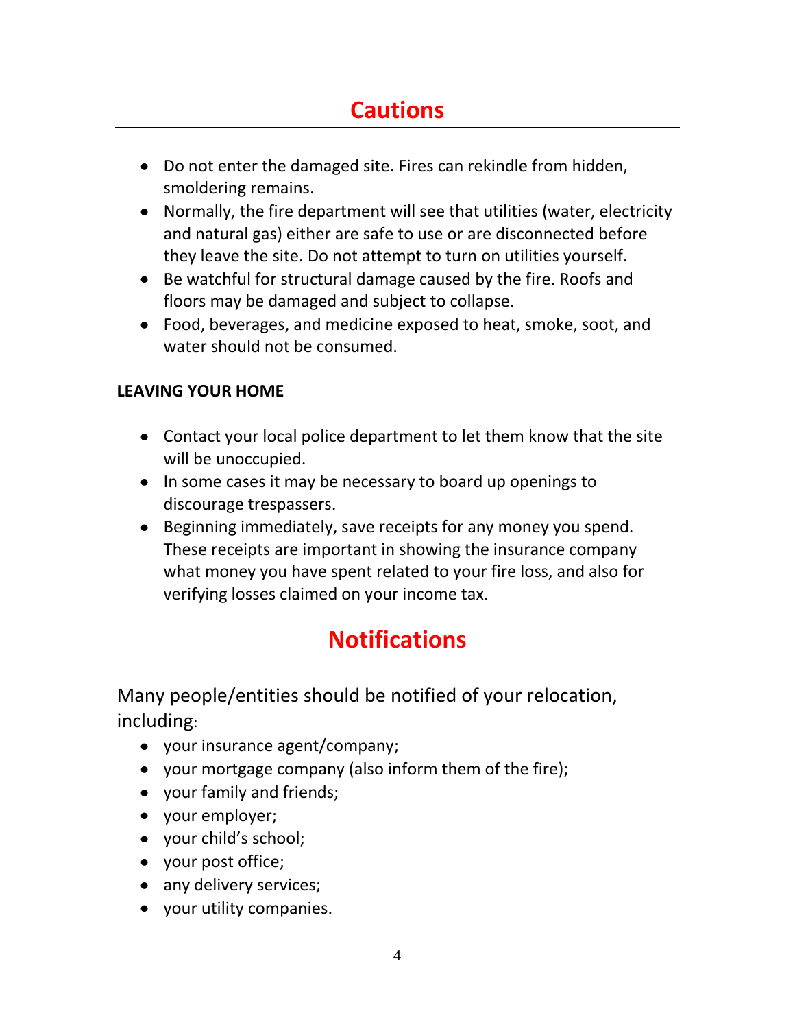## Cautions

- Do not enter the damaged site. Fires can rekindle from hidden, smoldering remains.
- Normally, the fire department will see that utilities (water, electricity and natural gas) either are safe to use or are disconnected before they leave the site. Do not attempt to turn on utilities yourself.
- Be watchful for structural damage caused by the fire. Roofs and floors may be damaged and subject to collapse.
- Food, beverages, and medicine exposed to heat, smoke, soot, and water should not be consumed.

**LEAVING YOUR HOME**

- Contact your local police department to let them know that the site will be unoccupied.
- In some cases it may be necessary to board up openings to discourage trespassers.
- Beginning immediately, save receipts for any money you spend. These receipts are important in showing the insurance company what money you have spent related to your fire loss, and also for verifying losses claimed on your income tax.

## Notifications

Many people/entities should be notified of your relocation, including:

- your insurance agent/company;
- your mortgage company (also inform them of the fire);
- your family and friends;
- your employer;
- your child's school;
- your post office;
- any delivery services;
- your utility companies.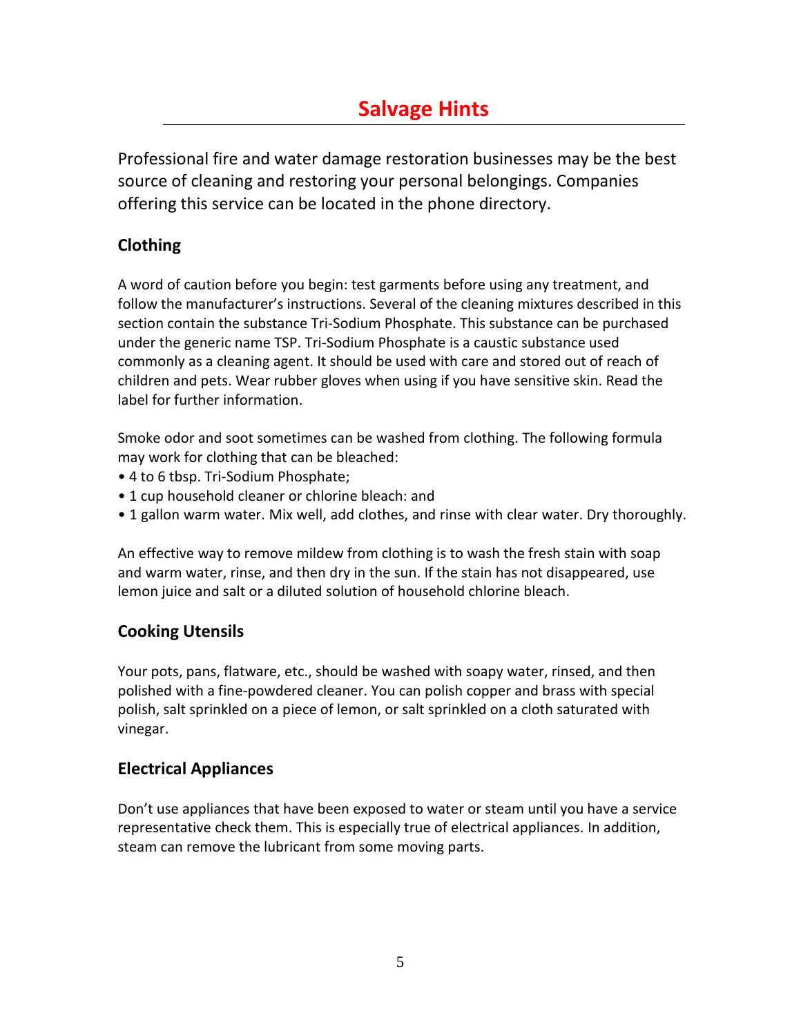# Salvage Hints

Professional fire and water damage restoration businesses may be the best source of cleaning and restoring your personal belongings. Companies offering this service can be located in the phone directory.

## Clothing

A word of caution before you begin: test garments before using any treatment, and follow the manufacturer's instructions. Several of the cleaning mixtures described in this section contain the substance Tri-Sodium Phosphate. This substance can be purchased under the generic name TSP. Tri-Sodium Phosphate is a caustic substance used commonly as a cleaning agent. It should be used with care and stored out of reach of children and pets. Wear rubber gloves when using if you have sensitive skin. Read the label for further information.

Smoke odor and soot sometimes can be washed from clothing. The following formula may work for clothing that can be bleached:

- 4 to 6 tbsp. Tri-Sodium Phosphate;
- 1 cup household cleaner or chlorine bleach: and
- 1 gallon warm water. Mix well, add clothes, and rinse with clear water. Dry thoroughly.

An effective way to remove mildew from clothing is to wash the fresh stain with soap and warm water, rinse, and then dry in the sun. If the stain has not disappeared, use lemon juice and salt or a diluted solution of household chlorine bleach.

## Cooking Utensils

Your pots, pans, flatware, etc., should be washed with soapy water, rinsed, and then polished with a fine-powdered cleaner. You can polish copper and brass with special polish, salt sprinkled on a piece of lemon, or salt sprinkled on a cloth saturated with vinegar.

## Electrical Appliances

Don't use appliances that have been exposed to water or steam until you have a service representative check them. This is especially true of electrical appliances. In addition, steam can remove the lubricant from some moving parts.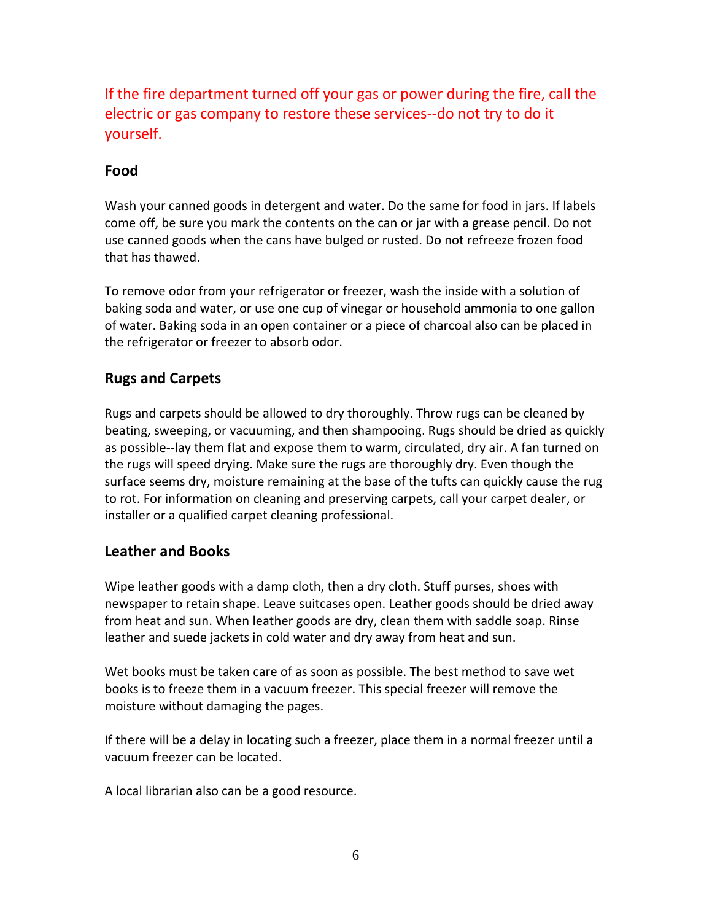If the fire department turned off your gas or power during the fire, call the electric or gas company to restore these services--do not try to do it yourself.

## Food

Wash your canned goods in detergent and water. Do the same for food in jars. If labels come off, be sure you mark the contents on the can or jar with a grease pencil. Do not use canned goods when the cans have bulged or rusted. Do not refreeze frozen food that has thawed.

To remove odor from your refrigerator or freezer, wash the inside with a solution of baking soda and water, or use one cup of vinegar or household ammonia to one gallon of water. Baking soda in an open container or a piece of charcoal also can be placed in the refrigerator or freezer to absorb odor.

## Rugs and Carpets

Rugs and carpets should be allowed to dry thoroughly. Throw rugs can be cleaned by beating, sweeping, or vacuuming, and then shampooing. Rugs should be dried as quickly as possible--lay them flat and expose them to warm, circulated, dry air. A fan turned on the rugs will speed drying. Make sure the rugs are thoroughly dry. Even though the surface seems dry, moisture remaining at the base of the tufts can quickly cause the rug to rot. For information on cleaning and preserving carpets, call your carpet dealer, or installer or a qualified carpet cleaning professional.

## Leather and Books

Wipe leather goods with a damp cloth, then a dry cloth. Stuff purses, shoes with newspaper to retain shape. Leave suitcases open. Leather goods should be dried away from heat and sun. When leather goods are dry, clean them with saddle soap. Rinse leather and suede jackets in cold water and dry away from heat and sun.

Wet books must be taken care of as soon as possible. The best method to save wet books is to freeze them in a vacuum freezer. This special freezer will remove the moisture without damaging the pages.

If there will be a delay in locating such a freezer, place them in a normal freezer until a vacuum freezer can be located.

A local librarian also can be a good resource.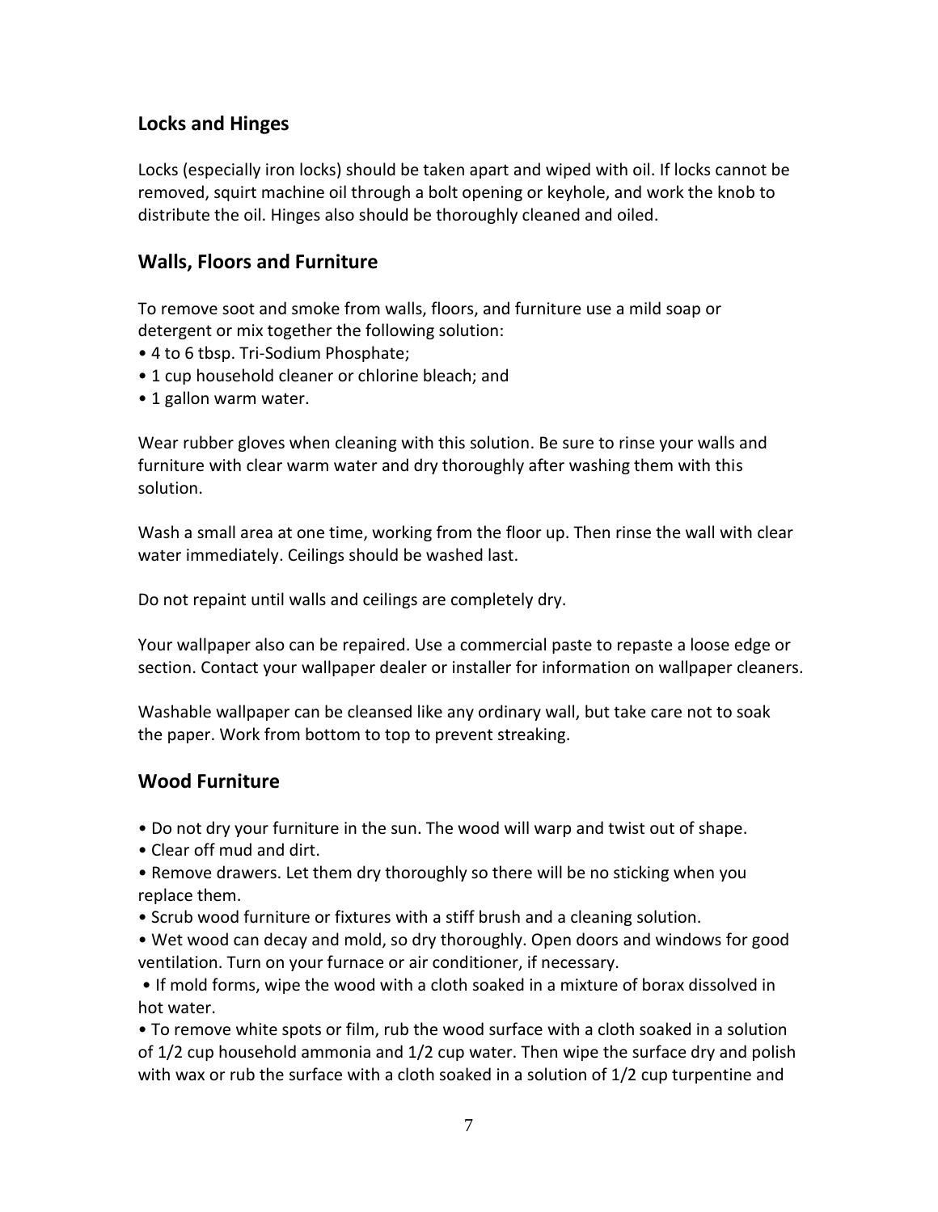## Locks and Hinges

Locks (especially iron locks) should be taken apart and wiped with oil. If locks cannot be removed, squirt machine oil through a bolt opening or keyhole, and work the knob to distribute the oil. Hinges also should be thoroughly cleaned and oiled.

## Walls, Floors and Furniture

To remove soot and smoke from walls, floors, and furniture use a mild soap or detergent or mix together the following solution:

- 4 to 6 tbsp. Tri-Sodium Phosphate;
- 1 cup household cleaner or chlorine bleach; and
- 1 gallon warm water.

Wear rubber gloves when cleaning with this solution. Be sure to rinse your walls and furniture with clear warm water and dry thoroughly after washing them with this solution.

Wash a small area at one time, working from the floor up. Then rinse the wall with clear water immediately. Ceilings should be washed last.

Do not repaint until walls and ceilings are completely dry.

Your wallpaper also can be repaired. Use a commercial paste to repaste a loose edge or section. Contact your wallpaper dealer or installer for information on wallpaper cleaners.

Washable wallpaper can be cleansed like any ordinary wall, but take care not to soak the paper. Work from bottom to top to prevent streaking.

## Wood Furniture

- Do not dry your furniture in the sun. The wood will warp and twist out of shape.
- Clear off mud and dirt.
- Remove drawers. Let them dry thoroughly so there will be no sticking when you replace them.
- Scrub wood furniture or fixtures with a stiff brush and a cleaning solution.
- Wet wood can decay and mold, so dry thoroughly. Open doors and windows for good ventilation. Turn on your furnace or air conditioner, if necessary.
- If mold forms, wipe the wood with a cloth soaked in a mixture of borax dissolved in hot water.
- To remove white spots or film, rub the wood surface with a cloth soaked in a solution of 1/2 cup household ammonia and 1/2 cup water. Then wipe the surface dry and polish with wax or rub the surface with a cloth soaked in a solution of 1/2 cup turpentine and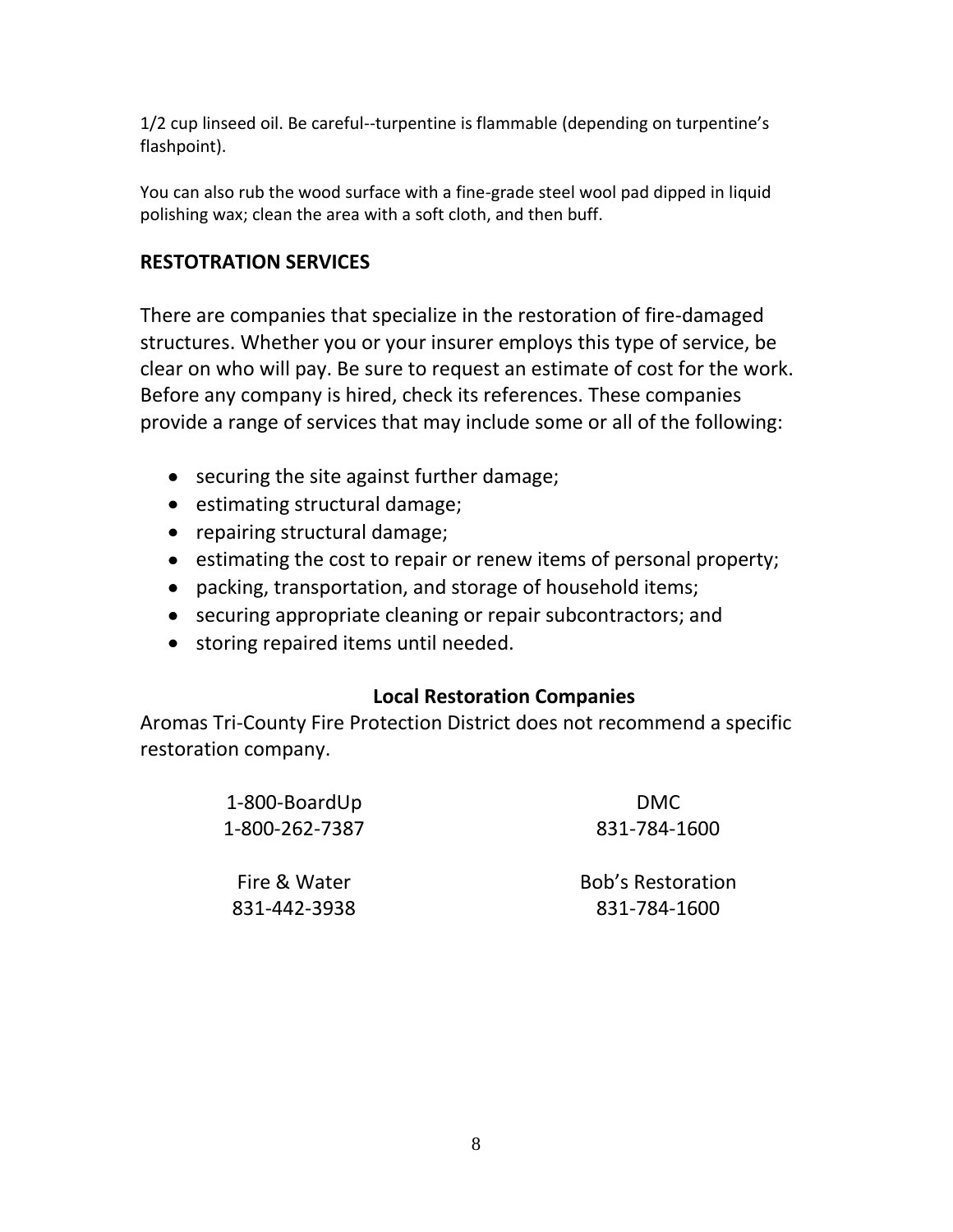1/2 cup linseed oil. Be careful--turpentine is flammable (depending on turpentine's flashpoint).

You can also rub the wood surface with a fine-grade steel wool pad dipped in liquid polishing wax; clean the area with a soft cloth, and then buff.

## RESTOTRATION SERVICES

There are companies that specialize in the restoration of fire-damaged structures. Whether you or your insurer employs this type of service, be clear on who will pay. Be sure to request an estimate of cost for the work. Before any company is hired, check its references. These companies provide a range of services that may include some or all of the following:

- securing the site against further damage;
- estimating structural damage;
- repairing structural damage;
- estimating the cost to repair or renew items of personal property;
- packing, transportation, and storage of household items;
- securing appropriate cleaning or repair subcontractors; and
- storing repaired items until needed.

### Local Restoration Companies

Aromas Tri-County Fire Protection District does not recommend a specific restoration company.

1-800-BoardUp
1-800-262-7387

DMC
831-784-1600

Fire & Water
831-442-3938

Bob's Restoration
831-784-1600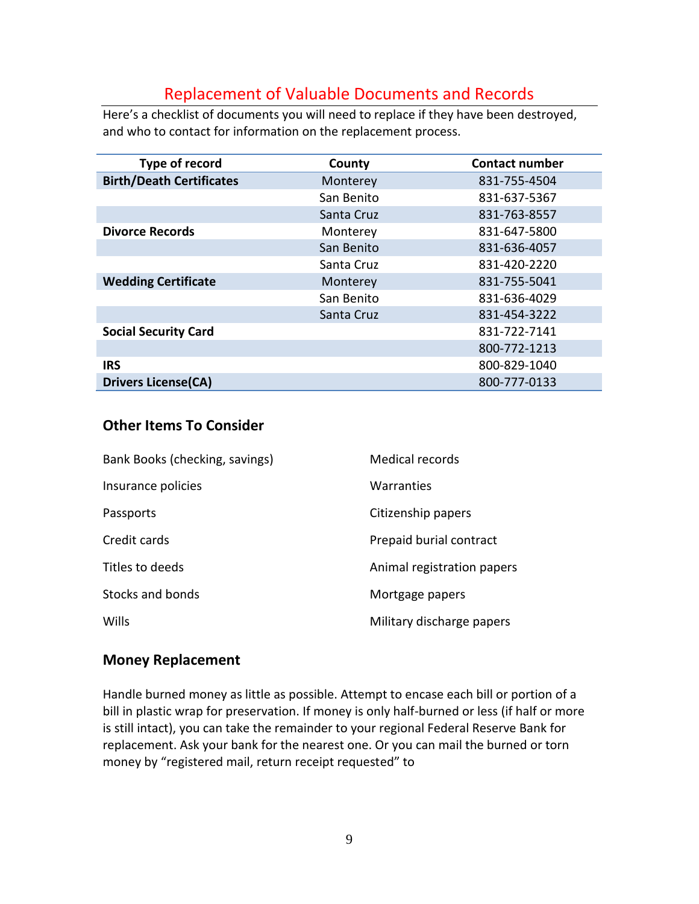## Replacement of Valuable Documents and Records

Here's a checklist of documents you will need to replace if they have been destroyed, and who to contact for information on the replacement process.

| Type of record | County | Contact number |
|---|---|---|
| **Birth/Death Certificates** | Monterey | 831-755-4504 |
| | San Benito | 831-637-5367 |
| | Santa Cruz | 831-763-8557 |
| **Divorce Records** | Monterey | 831-647-5800 |
| | San Benito | 831-636-4057 |
| | Santa Cruz | 831-420-2220 |
| **Wedding Certificate** | Monterey | 831-755-5041 |
| | San Benito | 831-636-4029 |
| | Santa Cruz | 831-454-3222 |
| **Social Security Card** | | 831-722-7141 |
| | | 800-772-1213 |
| **IRS** | | 800-829-1040 |
| **Drivers License(CA)** | | 800-777-0133 |

### Other Items To Consider

- Bank Books (checking, savings)
- Insurance policies
- Passports
- Credit cards
- Titles to deeds
- Stocks and bonds
- Wills
- Medical records
- Warranties
- Citizenship papers
- Prepaid burial contract
- Animal registration papers
- Mortgage papers
- Military discharge papers

### Money Replacement

Handle burned money as little as possible. Attempt to encase each bill or portion of a bill in plastic wrap for preservation. If money is only half-burned or less (if half or more is still intact), you can take the remainder to your regional Federal Reserve Bank for replacement. Ask your bank for the nearest one. Or you can mail the burned or torn money by "registered mail, return receipt requested" to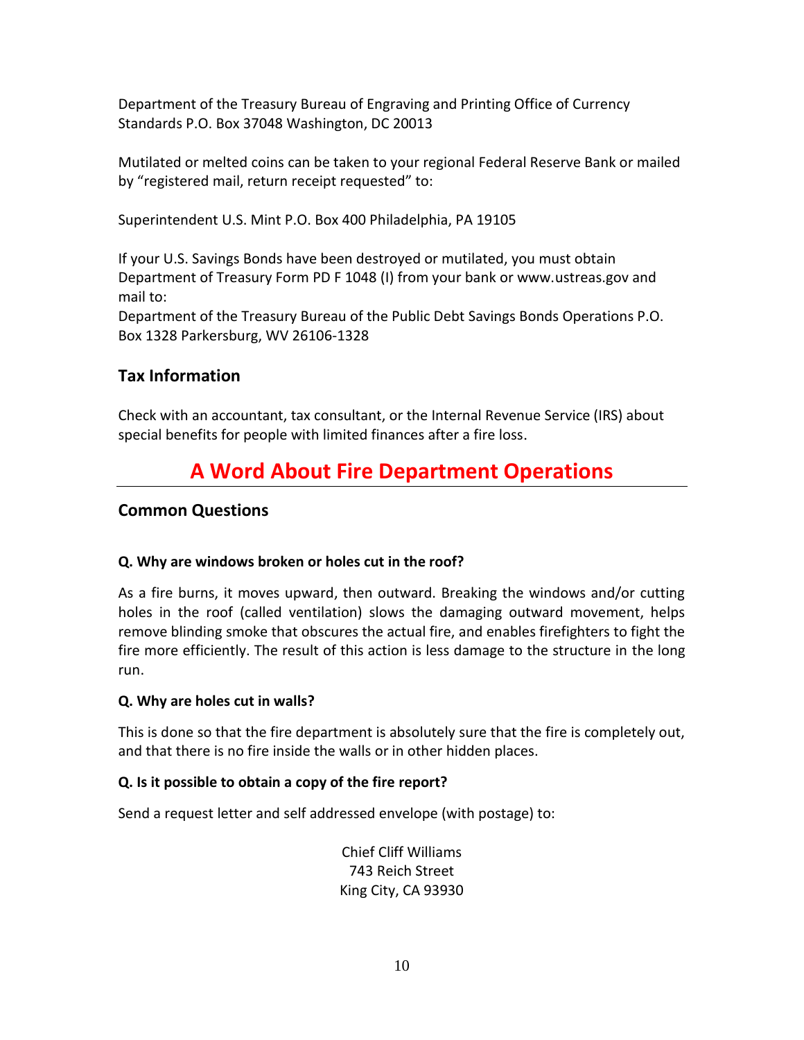Department of the Treasury Bureau of Engraving and Printing Office of Currency Standards P.O. Box 37048 Washington, DC 20013

Mutilated or melted coins can be taken to your regional Federal Reserve Bank or mailed by "registered mail, return receipt requested" to:

Superintendent U.S. Mint P.O. Box 400 Philadelphia, PA 19105

If your U.S. Savings Bonds have been destroyed or mutilated, you must obtain Department of Treasury Form PD F 1048 (I) from your bank or www.ustreas.gov and mail to:
Department of the Treasury Bureau of the Public Debt Savings Bonds Operations P.O. Box 1328 Parkersburg, WV 26106-1328

### Tax Information

Check with an accountant, tax consultant, or the Internal Revenue Service (IRS) about special benefits for people with limited finances after a fire loss.

## A Word About Fire Department Operations

### Common Questions

**Q. Why are windows broken or holes cut in the roof?**

As a fire burns, it moves upward, then outward. Breaking the windows and/or cutting holes in the roof (called ventilation) slows the damaging outward movement, helps remove blinding smoke that obscures the actual fire, and enables firefighters to fight the fire more efficiently. The result of this action is less damage to the structure in the long run.

**Q. Why are holes cut in walls?**

This is done so that the fire department is absolutely sure that the fire is completely out, and that there is no fire inside the walls or in other hidden places.

**Q. Is it possible to obtain a copy of the fire report?**

Send a request letter and self addressed envelope (with postage) to:

Chief Cliff Williams
743 Reich Street
King City, CA 93930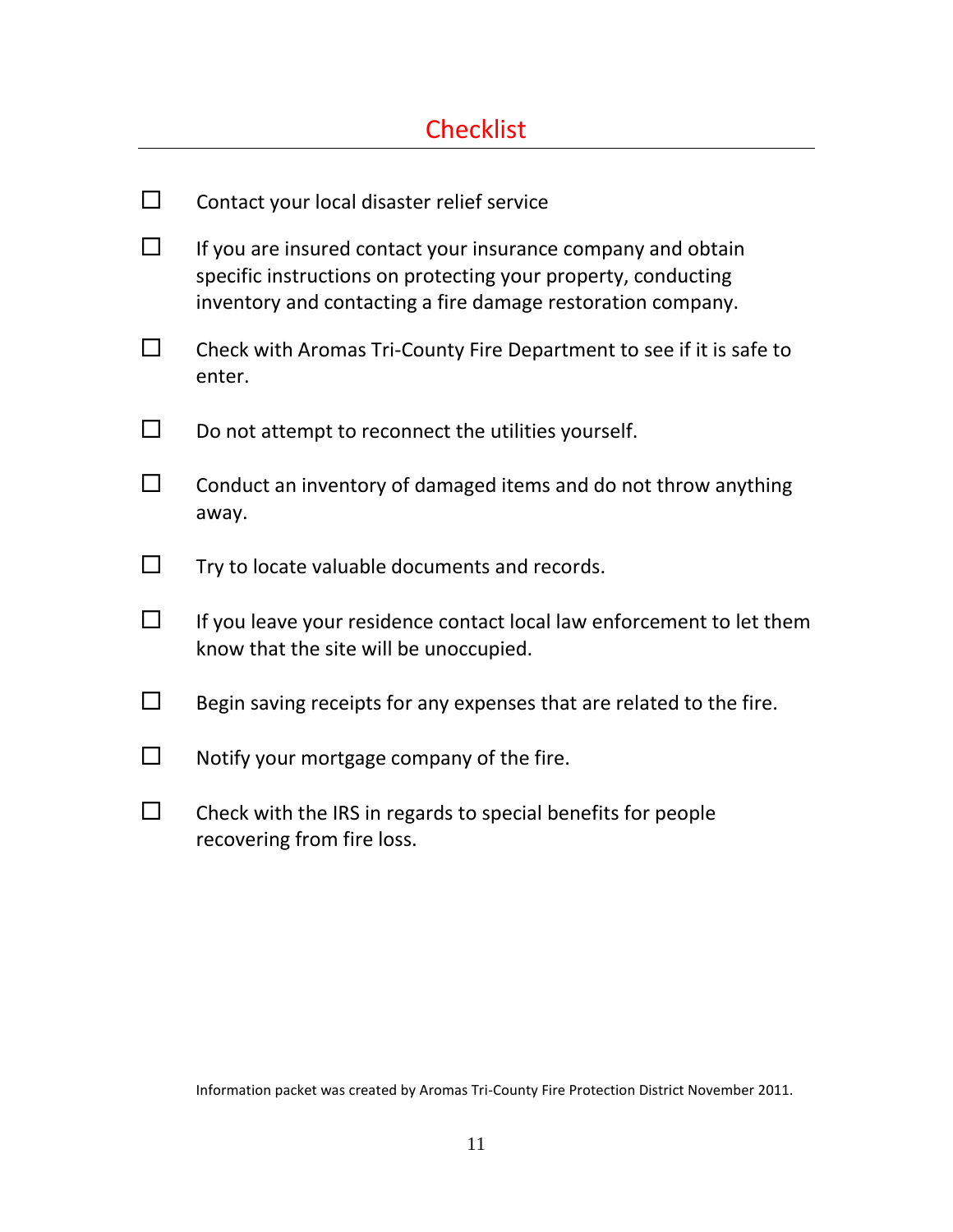# Checklist

- [ ] Contact your local disaster relief service
- [ ] If you are insured contact your insurance company and obtain specific instructions on protecting your property, conducting inventory and contacting a fire damage restoration company.
- [ ] Check with Aromas Tri-County Fire Department to see if it is safe to enter.
- [ ] Do not attempt to reconnect the utilities yourself.
- [ ] Conduct an inventory of damaged items and do not throw anything away.
- [ ] Try to locate valuable documents and records.
- [ ] If you leave your residence contact local law enforcement to let them know that the site will be unoccupied.
- [ ] Begin saving receipts for any expenses that are related to the fire.
- [ ] Notify your mortgage company of the fire.
- [ ] Check with the IRS in regards to special benefits for people recovering from fire loss.

Information packet was created by Aromas Tri-County Fire Protection District November 2011.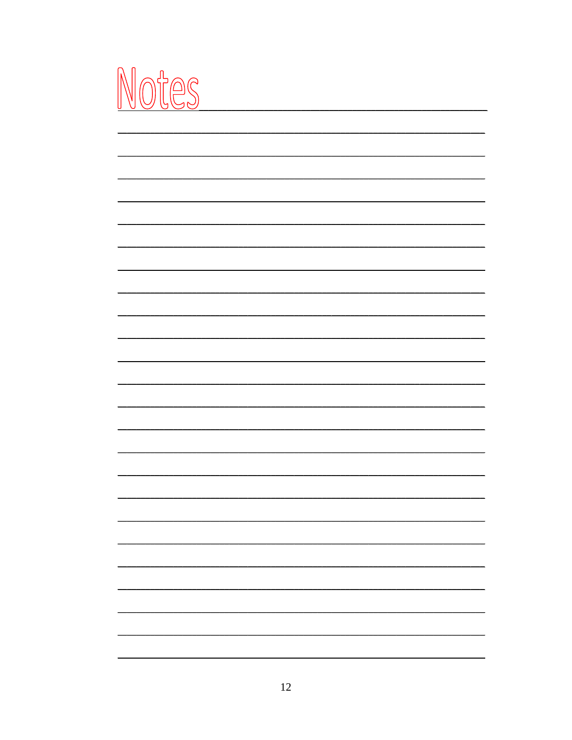# Notes